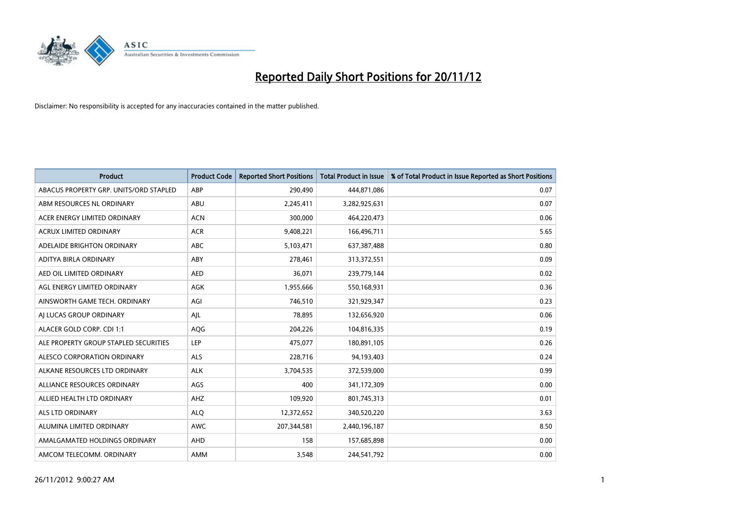# Reported Daily Short Positions for 20/11/12

Disclaimer: No responsibility is accepted for any inaccuracies contained in the matter published.

| Product | Product Code | Reported Short Positions | Total Product in Issue | % of Total Product in Issue Reported as Short Positions |
|---|---|---|---|---|
| ABACUS PROPERTY GRP. UNITS/ORD STAPLED | ABP | 290,490 | 444,871,086 | 0.07 |
| ABM RESOURCES NL ORDINARY | ABU | 2,245,411 | 3,282,925,631 | 0.07 |
| ACER ENERGY LIMITED ORDINARY | ACN | 300,000 | 464,220,473 | 0.06 |
| ACRUX LIMITED ORDINARY | ACR | 9,408,221 | 166,496,711 | 5.65 |
| ADELAIDE BRIGHTON ORDINARY | ABC | 5,103,471 | 637,387,488 | 0.80 |
| ADITYA BIRLA ORDINARY | ABY | 278,461 | 313,372,551 | 0.09 |
| AED OIL LIMITED ORDINARY | AED | 36,071 | 239,779,144 | 0.02 |
| AGL ENERGY LIMITED ORDINARY | AGK | 1,955,666 | 550,168,931 | 0.36 |
| AINSWORTH GAME TECH. ORDINARY | AGI | 746,510 | 321,929,347 | 0.23 |
| AJ LUCAS GROUP ORDINARY | AJL | 78,895 | 132,656,920 | 0.06 |
| ALACER GOLD CORP. CDI 1:1 | AQG | 204,226 | 104,816,335 | 0.19 |
| ALE PROPERTY GROUP STAPLED SECURITIES | LEP | 475,077 | 180,891,105 | 0.26 |
| ALESCO CORPORATION ORDINARY | ALS | 228,716 | 94,193,403 | 0.24 |
| ALKANE RESOURCES LTD ORDINARY | ALK | 3,704,535 | 372,539,000 | 0.99 |
| ALLIANCE RESOURCES ORDINARY | AGS | 400 | 341,172,309 | 0.00 |
| ALLIED HEALTH LTD ORDINARY | AHZ | 109,920 | 801,745,313 | 0.01 |
| ALS LTD ORDINARY | ALQ | 12,372,652 | 340,520,220 | 3.63 |
| ALUMINA LIMITED ORDINARY | AWC | 207,344,581 | 2,440,196,187 | 8.50 |
| AMALGAMATED HOLDINGS ORDINARY | AHD | 158 | 157,685,898 | 0.00 |
| AMCOM TELECOMM. ORDINARY | AMM | 3,548 | 244,541,792 | 0.00 |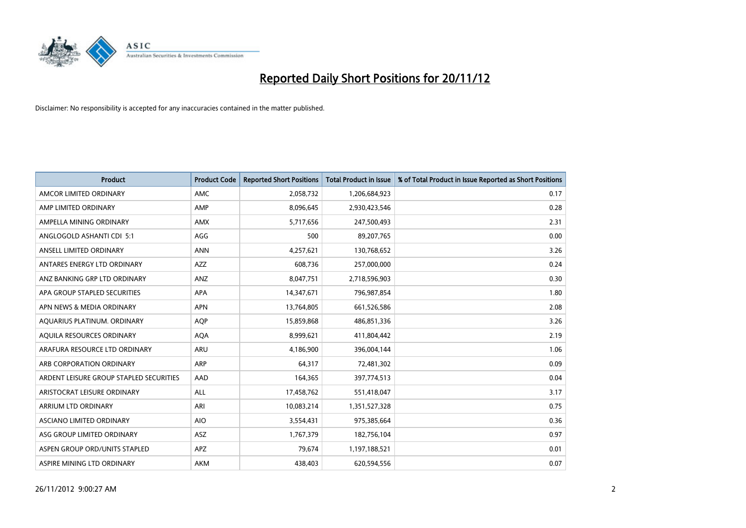# Reported Daily Short Positions for 20/11/12

Disclaimer: No responsibility is accepted for any inaccuracies contained in the matter published.

| Product | Product Code | Reported Short Positions | Total Product in Issue | % of Total Product in Issue Reported as Short Positions |
|---|---|---|---|---|
| AMCOR LIMITED ORDINARY | AMC | 2,058,732 | 1,206,684,923 | 0.17 |
| AMP LIMITED ORDINARY | AMP | 8,096,645 | 2,930,423,546 | 0.28 |
| AMPELLA MINING ORDINARY | AMX | 5,717,656 | 247,500,493 | 2.31 |
| ANGLOGOLD ASHANTI CDI 5:1 | AGG | 500 | 89,207,765 | 0.00 |
| ANSELL LIMITED ORDINARY | ANN | 4,257,621 | 130,768,652 | 3.26 |
| ANTARES ENERGY LTD ORDINARY | AZZ | 608,736 | 257,000,000 | 0.24 |
| ANZ BANKING GRP LTD ORDINARY | ANZ | 8,047,751 | 2,718,596,903 | 0.30 |
| APA GROUP STAPLED SECURITIES | APA | 14,347,671 | 796,987,854 | 1.80 |
| APN NEWS & MEDIA ORDINARY | APN | 13,764,805 | 661,526,586 | 2.08 |
| AQUARIUS PLATINUM. ORDINARY | AQP | 15,859,868 | 486,851,336 | 3.26 |
| AQUILA RESOURCES ORDINARY | AQA | 8,999,621 | 411,804,442 | 2.19 |
| ARAFURA RESOURCE LTD ORDINARY | ARU | 4,186,900 | 396,004,144 | 1.06 |
| ARB CORPORATION ORDINARY | ARP | 64,317 | 72,481,302 | 0.09 |
| ARDENT LEISURE GROUP STAPLED SECURITIES | AAD | 164,365 | 397,774,513 | 0.04 |
| ARISTOCRAT LEISURE ORDINARY | ALL | 17,458,762 | 551,418,047 | 3.17 |
| ARRIUM LTD ORDINARY | ARI | 10,083,214 | 1,351,527,328 | 0.75 |
| ASCIANO LIMITED ORDINARY | AIO | 3,554,431 | 975,385,664 | 0.36 |
| ASG GROUP LIMITED ORDINARY | ASZ | 1,767,379 | 182,756,104 | 0.97 |
| ASPEN GROUP ORD/UNITS STAPLED | APZ | 79,674 | 1,197,188,521 | 0.01 |
| ASPIRE MINING LTD ORDINARY | AKM | 438,403 | 620,594,556 | 0.07 |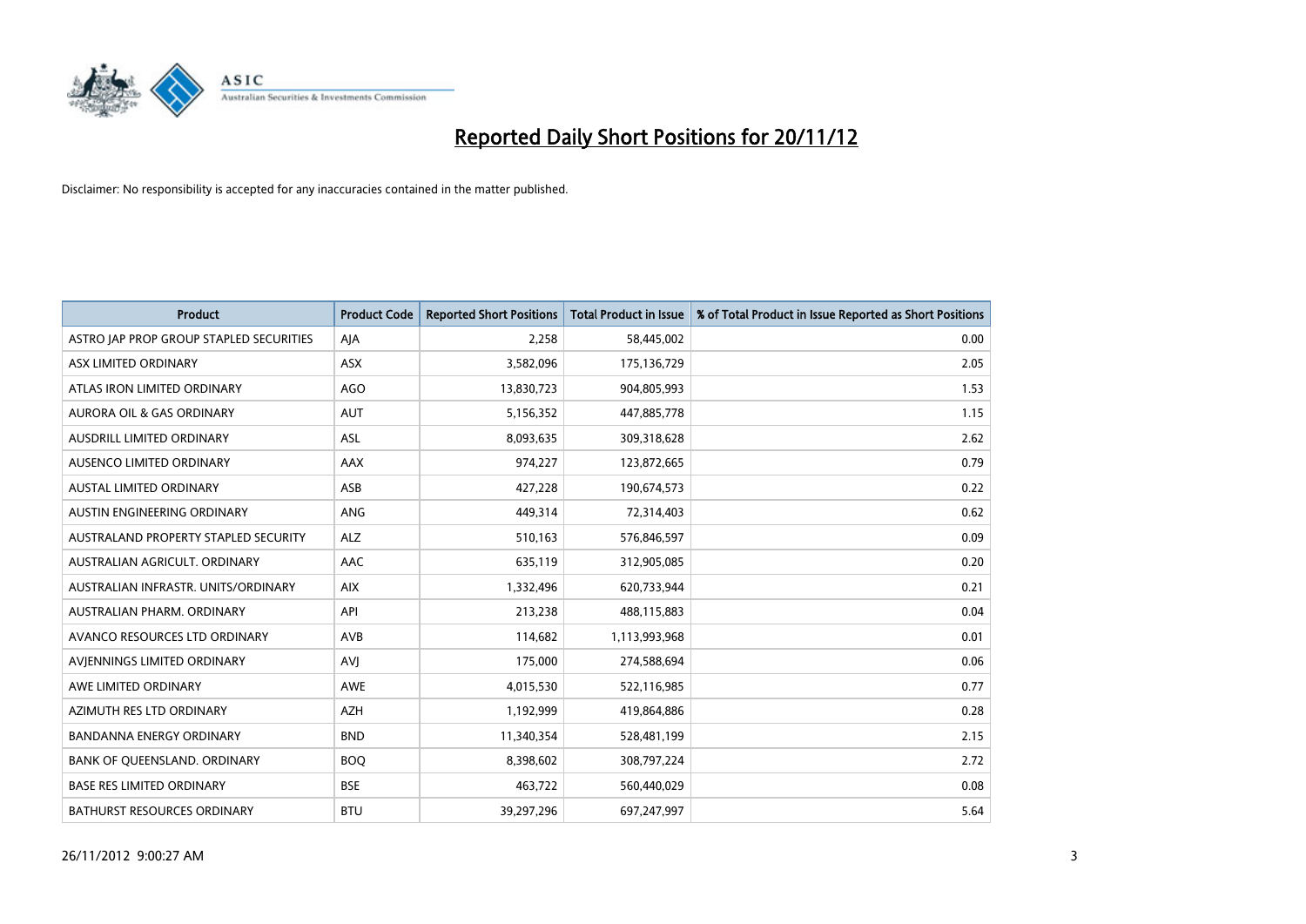# Reported Daily Short Positions for 20/11/12

Disclaimer: No responsibility is accepted for any inaccuracies contained in the matter published.

| Product | Product Code | Reported Short Positions | Total Product in Issue | % of Total Product in Issue Reported as Short Positions |
|---|---|---|---|---|
| ASTRO JAP PROP GROUP STAPLED SECURITIES | AJA | 2,258 | 58,445,002 | 0.00 |
| ASX LIMITED ORDINARY | ASX | 3,582,096 | 175,136,729 | 2.05 |
| ATLAS IRON LIMITED ORDINARY | AGO | 13,830,723 | 904,805,993 | 1.53 |
| AURORA OIL & GAS ORDINARY | AUT | 5,156,352 | 447,885,778 | 1.15 |
| AUSDRILL LIMITED ORDINARY | ASL | 8,093,635 | 309,318,628 | 2.62 |
| AUSENCO LIMITED ORDINARY | AAX | 974,227 | 123,872,665 | 0.79 |
| AUSTAL LIMITED ORDINARY | ASB | 427,228 | 190,674,573 | 0.22 |
| AUSTIN ENGINEERING ORDINARY | ANG | 449,314 | 72,314,403 | 0.62 |
| AUSTRALAND PROPERTY STAPLED SECURITY | ALZ | 510,163 | 576,846,597 | 0.09 |
| AUSTRALIAN AGRICULT. ORDINARY | AAC | 635,119 | 312,905,085 | 0.20 |
| AUSTRALIAN INFRASTR. UNITS/ORDINARY | AIX | 1,332,496 | 620,733,944 | 0.21 |
| AUSTRALIAN PHARM. ORDINARY | API | 213,238 | 488,115,883 | 0.04 |
| AVANCO RESOURCES LTD ORDINARY | AVB | 114,682 | 1,113,993,968 | 0.01 |
| AVJENNINGS LIMITED ORDINARY | AVJ | 175,000 | 274,588,694 | 0.06 |
| AWE LIMITED ORDINARY | AWE | 4,015,530 | 522,116,985 | 0.77 |
| AZIMUTH RES LTD ORDINARY | AZH | 1,192,999 | 419,864,886 | 0.28 |
| BANDANNA ENERGY ORDINARY | BND | 11,340,354 | 528,481,199 | 2.15 |
| BANK OF QUEENSLAND. ORDINARY | BOQ | 8,398,602 | 308,797,224 | 2.72 |
| BASE RES LIMITED ORDINARY | BSE | 463,722 | 560,440,029 | 0.08 |
| BATHURST RESOURCES ORDINARY | BTU | 39,297,296 | 697,247,997 | 5.64 |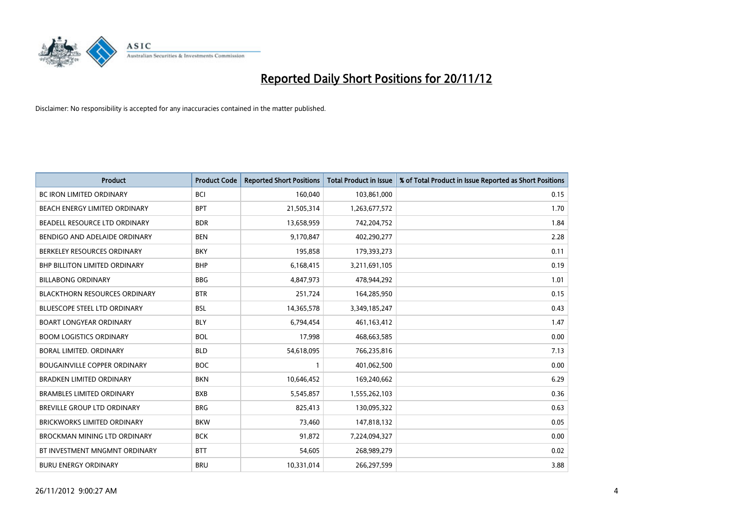# Reported Daily Short Positions for 20/11/12

Disclaimer: No responsibility is accepted for any inaccuracies contained in the matter published.

| Product | Product Code | Reported Short Positions | Total Product in Issue | % of Total Product in Issue Reported as Short Positions |
|---|---|---|---|---|
| BC IRON LIMITED ORDINARY | BCI | 160,040 | 103,861,000 | 0.15 |
| BEACH ENERGY LIMITED ORDINARY | BPT | 21,505,314 | 1,263,677,572 | 1.70 |
| BEADELL RESOURCE LTD ORDINARY | BDR | 13,658,959 | 742,204,752 | 1.84 |
| BENDIGO AND ADELAIDE ORDINARY | BEN | 9,170,847 | 402,290,277 | 2.28 |
| BERKELEY RESOURCES ORDINARY | BKY | 195,858 | 179,393,273 | 0.11 |
| BHP BILLITON LIMITED ORDINARY | BHP | 6,168,415 | 3,211,691,105 | 0.19 |
| BILLABONG ORDINARY | BBG | 4,847,973 | 478,944,292 | 1.01 |
| BLACKTHORN RESOURCES ORDINARY | BTR | 251,724 | 164,285,950 | 0.15 |
| BLUESCOPE STEEL LTD ORDINARY | BSL | 14,365,578 | 3,349,185,247 | 0.43 |
| BOART LONGYEAR ORDINARY | BLY | 6,794,454 | 461,163,412 | 1.47 |
| BOOM LOGISTICS ORDINARY | BOL | 17,998 | 468,663,585 | 0.00 |
| BORAL LIMITED. ORDINARY | BLD | 54,618,095 | 766,235,816 | 7.13 |
| BOUGAINVILLE COPPER ORDINARY | BOC | 1 | 401,062,500 | 0.00 |
| BRADKEN LIMITED ORDINARY | BKN | 10,646,452 | 169,240,662 | 6.29 |
| BRAMBLES LIMITED ORDINARY | BXB | 5,545,857 | 1,555,262,103 | 0.36 |
| BREVILLE GROUP LTD ORDINARY | BRG | 825,413 | 130,095,322 | 0.63 |
| BRICKWORKS LIMITED ORDINARY | BKW | 73,460 | 147,818,132 | 0.05 |
| BROCKMAN MINING LTD ORDINARY | BCK | 91,872 | 7,224,094,327 | 0.00 |
| BT INVESTMENT MNGMNT ORDINARY | BTT | 54,605 | 268,989,279 | 0.02 |
| BURU ENERGY ORDINARY | BRU | 10,331,014 | 266,297,599 | 3.88 |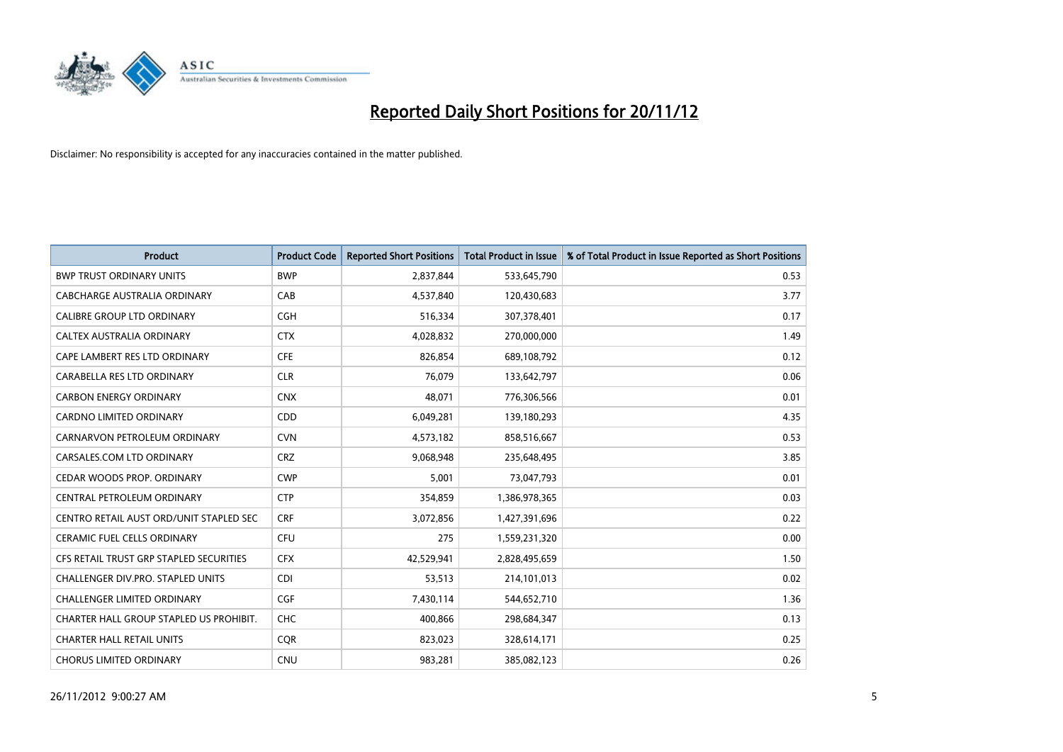# Reported Daily Short Positions for 20/11/12

Disclaimer: No responsibility is accepted for any inaccuracies contained in the matter published.

| Product | Product Code | Reported Short Positions | Total Product in Issue | % of Total Product in Issue Reported as Short Positions |
|---|---|---|---|---|
| BWP TRUST ORDINARY UNITS | BWP | 2,837,844 | 533,645,790 | 0.53 |
| CABCHARGE AUSTRALIA ORDINARY | CAB | 4,537,840 | 120,430,683 | 3.77 |
| CALIBRE GROUP LTD ORDINARY | CGH | 516,334 | 307,378,401 | 0.17 |
| CALTEX AUSTRALIA ORDINARY | CTX | 4,028,832 | 270,000,000 | 1.49 |
| CAPE LAMBERT RES LTD ORDINARY | CFE | 826,854 | 689,108,792 | 0.12 |
| CARABELLA RES LTD ORDINARY | CLR | 76,079 | 133,642,797 | 0.06 |
| CARBON ENERGY ORDINARY | CNX | 48,071 | 776,306,566 | 0.01 |
| CARDNO LIMITED ORDINARY | CDD | 6,049,281 | 139,180,293 | 4.35 |
| CARNARVON PETROLEUM ORDINARY | CVN | 4,573,182 | 858,516,667 | 0.53 |
| CARSALES.COM LTD ORDINARY | CRZ | 9,068,948 | 235,648,495 | 3.85 |
| CEDAR WOODS PROP. ORDINARY | CWP | 5,001 | 73,047,793 | 0.01 |
| CENTRAL PETROLEUM ORDINARY | CTP | 354,859 | 1,386,978,365 | 0.03 |
| CENTRO RETAIL AUST ORD/UNIT STAPLED SEC | CRF | 3,072,856 | 1,427,391,696 | 0.22 |
| CERAMIC FUEL CELLS ORDINARY | CFU | 275 | 1,559,231,320 | 0.00 |
| CFS RETAIL TRUST GRP STAPLED SECURITIES | CFX | 42,529,941 | 2,828,495,659 | 1.50 |
| CHALLENGER DIV.PRO. STAPLED UNITS | CDI | 53,513 | 214,101,013 | 0.02 |
| CHALLENGER LIMITED ORDINARY | CGF | 7,430,114 | 544,652,710 | 1.36 |
| CHARTER HALL GROUP STAPLED US PROHIBIT. | CHC | 400,866 | 298,684,347 | 0.13 |
| CHARTER HALL RETAIL UNITS | CQR | 823,023 | 328,614,171 | 0.25 |
| CHORUS LIMITED ORDINARY | CNU | 983,281 | 385,082,123 | 0.26 |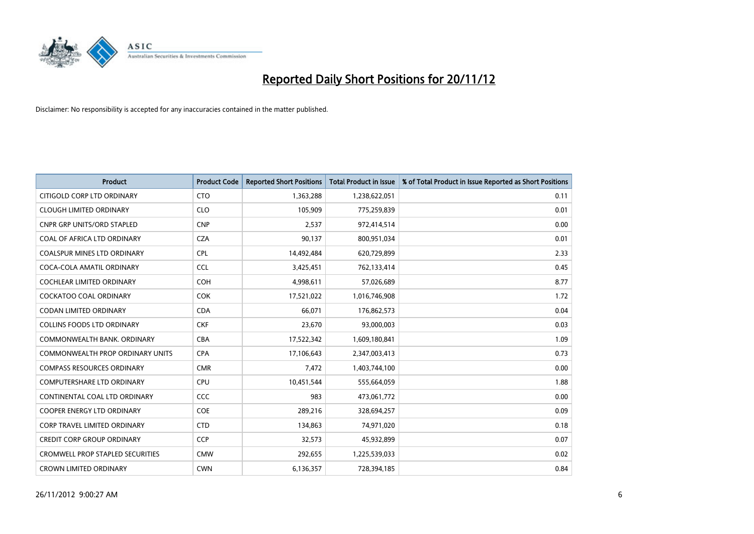# Reported Daily Short Positions for 20/11/12

Disclaimer: No responsibility is accepted for any inaccuracies contained in the matter published.

| Product | Product Code | Reported Short Positions | Total Product in Issue | % of Total Product in Issue Reported as Short Positions |
|---|---|---|---|---|
| CITIGOLD CORP LTD ORDINARY | CTO | 1,363,288 | 1,238,622,051 | 0.11 |
| CLOUGH LIMITED ORDINARY | CLO | 105,909 | 775,259,839 | 0.01 |
| CNPR GRP UNITS/ORD STAPLED | CNP | 2,537 | 972,414,514 | 0.00 |
| COAL OF AFRICA LTD ORDINARY | CZA | 90,137 | 800,951,034 | 0.01 |
| COALSPUR MINES LTD ORDINARY | CPL | 14,492,484 | 620,729,899 | 2.33 |
| COCA-COLA AMATIL ORDINARY | CCL | 3,425,451 | 762,133,414 | 0.45 |
| COCHLEAR LIMITED ORDINARY | COH | 4,998,611 | 57,026,689 | 8.77 |
| COCKATOO COAL ORDINARY | COK | 17,521,022 | 1,016,746,908 | 1.72 |
| CODAN LIMITED ORDINARY | CDA | 66,071 | 176,862,573 | 0.04 |
| COLLINS FOODS LTD ORDINARY | CKF | 23,670 | 93,000,003 | 0.03 |
| COMMONWEALTH BANK. ORDINARY | CBA | 17,522,342 | 1,609,180,841 | 1.09 |
| COMMONWEALTH PROP ORDINARY UNITS | CPA | 17,106,643 | 2,347,003,413 | 0.73 |
| COMPASS RESOURCES ORDINARY | CMR | 7,472 | 1,403,744,100 | 0.00 |
| COMPUTERSHARE LTD ORDINARY | CPU | 10,451,544 | 555,664,059 | 1.88 |
| CONTINENTAL COAL LTD ORDINARY | CCC | 983 | 473,061,772 | 0.00 |
| COOPER ENERGY LTD ORDINARY | COE | 289,216 | 328,694,257 | 0.09 |
| CORP TRAVEL LIMITED ORDINARY | CTD | 134,863 | 74,971,020 | 0.18 |
| CREDIT CORP GROUP ORDINARY | CCP | 32,573 | 45,932,899 | 0.07 |
| CROMWELL PROP STAPLED SECURITIES | CMW | 292,655 | 1,225,539,033 | 0.02 |
| CROWN LIMITED ORDINARY | CWN | 6,136,357 | 728,394,185 | 0.84 |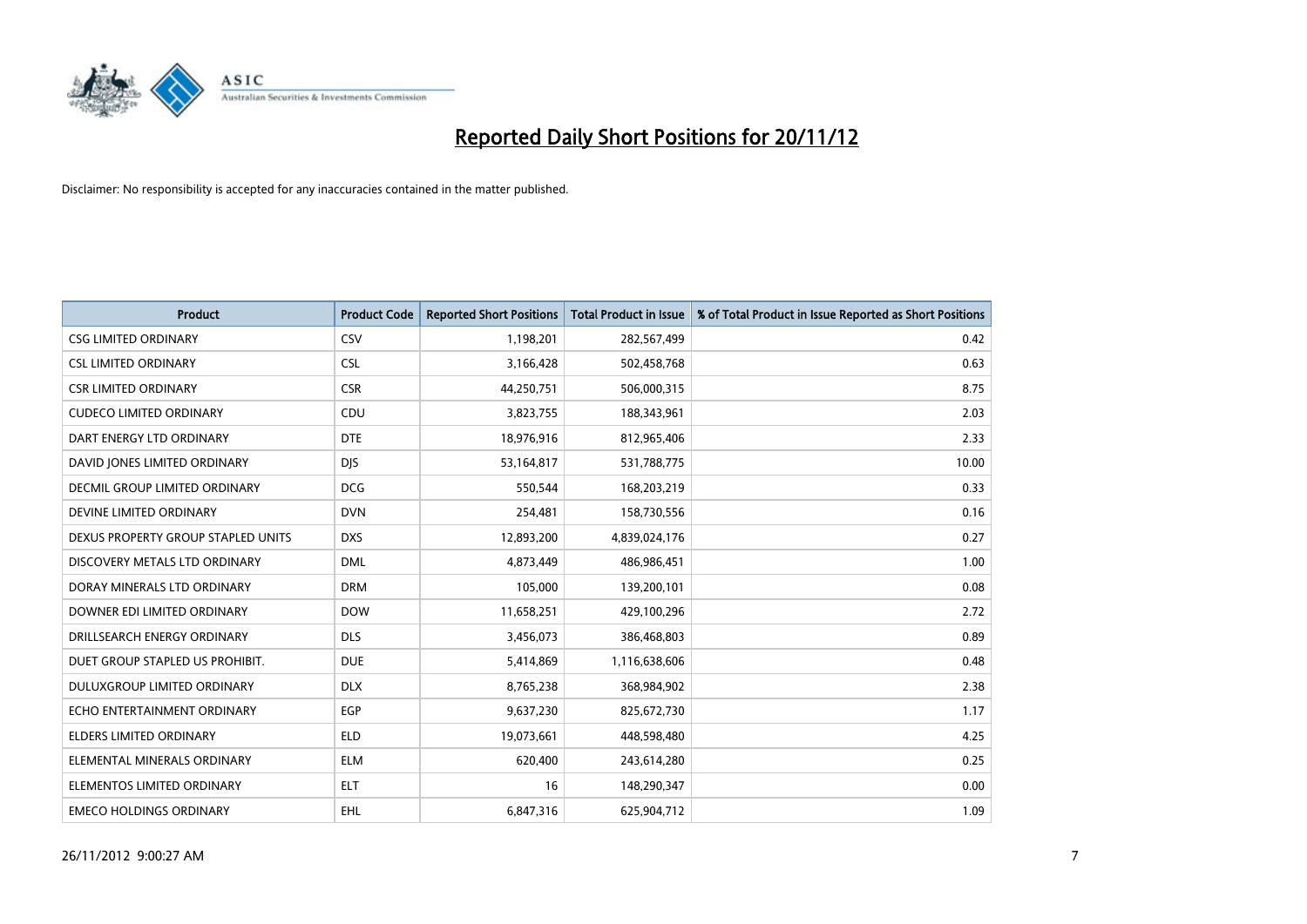# Reported Daily Short Positions for 20/11/12

Disclaimer: No responsibility is accepted for any inaccuracies contained in the matter published.

| Product | Product Code | Reported Short Positions | Total Product in Issue | % of Total Product in Issue Reported as Short Positions |
|---|---|---|---|---|
| CSG LIMITED ORDINARY | CSV | 1,198,201 | 282,567,499 | 0.42 |
| CSL LIMITED ORDINARY | CSL | 3,166,428 | 502,458,768 | 0.63 |
| CSR LIMITED ORDINARY | CSR | 44,250,751 | 506,000,315 | 8.75 |
| CUDECO LIMITED ORDINARY | CDU | 3,823,755 | 188,343,961 | 2.03 |
| DART ENERGY LTD ORDINARY | DTE | 18,976,916 | 812,965,406 | 2.33 |
| DAVID JONES LIMITED ORDINARY | DJS | 53,164,817 | 531,788,775 | 10.00 |
| DECMIL GROUP LIMITED ORDINARY | DCG | 550,544 | 168,203,219 | 0.33 |
| DEVINE LIMITED ORDINARY | DVN | 254,481 | 158,730,556 | 0.16 |
| DEXUS PROPERTY GROUP STAPLED UNITS | DXS | 12,893,200 | 4,839,024,176 | 0.27 |
| DISCOVERY METALS LTD ORDINARY | DML | 4,873,449 | 486,986,451 | 1.00 |
| DORAY MINERALS LTD ORDINARY | DRM | 105,000 | 139,200,101 | 0.08 |
| DOWNER EDI LIMITED ORDINARY | DOW | 11,658,251 | 429,100,296 | 2.72 |
| DRILLSEARCH ENERGY ORDINARY | DLS | 3,456,073 | 386,468,803 | 0.89 |
| DUET GROUP STAPLED US PROHIBIT. | DUE | 5,414,869 | 1,116,638,606 | 0.48 |
| DULUXGROUP LIMITED ORDINARY | DLX | 8,765,238 | 368,984,902 | 2.38 |
| ECHO ENTERTAINMENT ORDINARY | EGP | 9,637,230 | 825,672,730 | 1.17 |
| ELDERS LIMITED ORDINARY | ELD | 19,073,661 | 448,598,480 | 4.25 |
| ELEMENTAL MINERALS ORDINARY | ELM | 620,400 | 243,614,280 | 0.25 |
| ELEMENTOS LIMITED ORDINARY | ELT | 16 | 148,290,347 | 0.00 |
| EMECO HOLDINGS ORDINARY | EHL | 6,847,316 | 625,904,712 | 1.09 |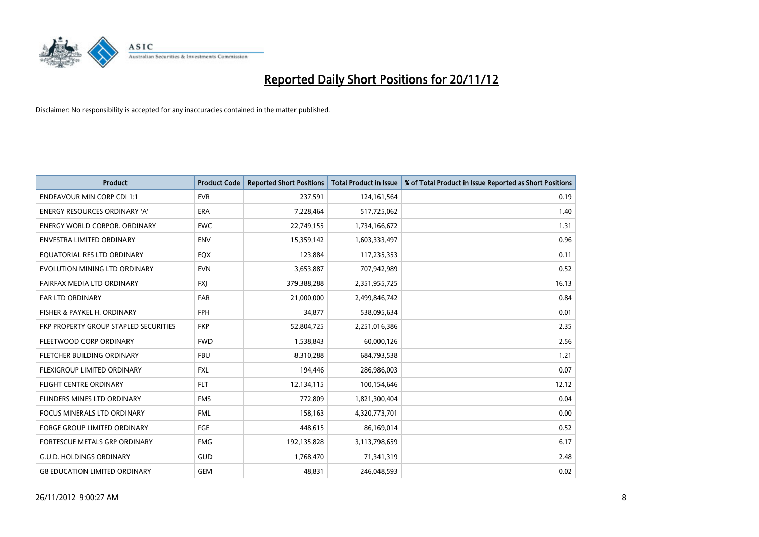# Reported Daily Short Positions for 20/11/12

Disclaimer: No responsibility is accepted for any inaccuracies contained in the matter published.

| Product | Product Code | Reported Short Positions | Total Product in Issue | % of Total Product in Issue Reported as Short Positions |
|---|---|---|---|---|
| ENDEAVOUR MIN CORP CDI 1:1 | EVR | 237,591 | 124,161,564 | 0.19 |
| ENERGY RESOURCES ORDINARY 'A' | ERA | 7,228,464 | 517,725,062 | 1.40 |
| ENERGY WORLD CORPOR. ORDINARY | EWC | 22,749,155 | 1,734,166,672 | 1.31 |
| ENVESTRA LIMITED ORDINARY | ENV | 15,359,142 | 1,603,333,497 | 0.96 |
| EQUATORIAL RES LTD ORDINARY | EQX | 123,884 | 117,235,353 | 0.11 |
| EVOLUTION MINING LTD ORDINARY | EVN | 3,653,887 | 707,942,989 | 0.52 |
| FAIRFAX MEDIA LTD ORDINARY | FXJ | 379,388,288 | 2,351,955,725 | 16.13 |
| FAR LTD ORDINARY | FAR | 21,000,000 | 2,499,846,742 | 0.84 |
| FISHER & PAYKEL H. ORDINARY | FPH | 34,877 | 538,095,634 | 0.01 |
| FKP PROPERTY GROUP STAPLED SECURITIES | FKP | 52,804,725 | 2,251,016,386 | 2.35 |
| FLEETWOOD CORP ORDINARY | FWD | 1,538,843 | 60,000,126 | 2.56 |
| FLETCHER BUILDING ORDINARY | FBU | 8,310,288 | 684,793,538 | 1.21 |
| FLEXIGROUP LIMITED ORDINARY | FXL | 194,446 | 286,986,003 | 0.07 |
| FLIGHT CENTRE ORDINARY | FLT | 12,134,115 | 100,154,646 | 12.12 |
| FLINDERS MINES LTD ORDINARY | FMS | 772,809 | 1,821,300,404 | 0.04 |
| FOCUS MINERALS LTD ORDINARY | FML | 158,163 | 4,320,773,701 | 0.00 |
| FORGE GROUP LIMITED ORDINARY | FGE | 448,615 | 86,169,014 | 0.52 |
| FORTESCUE METALS GRP ORDINARY | FMG | 192,135,828 | 3,113,798,659 | 6.17 |
| G.U.D. HOLDINGS ORDINARY | GUD | 1,768,470 | 71,341,319 | 2.48 |
| G8 EDUCATION LIMITED ORDINARY | GEM | 48,831 | 246,048,593 | 0.02 |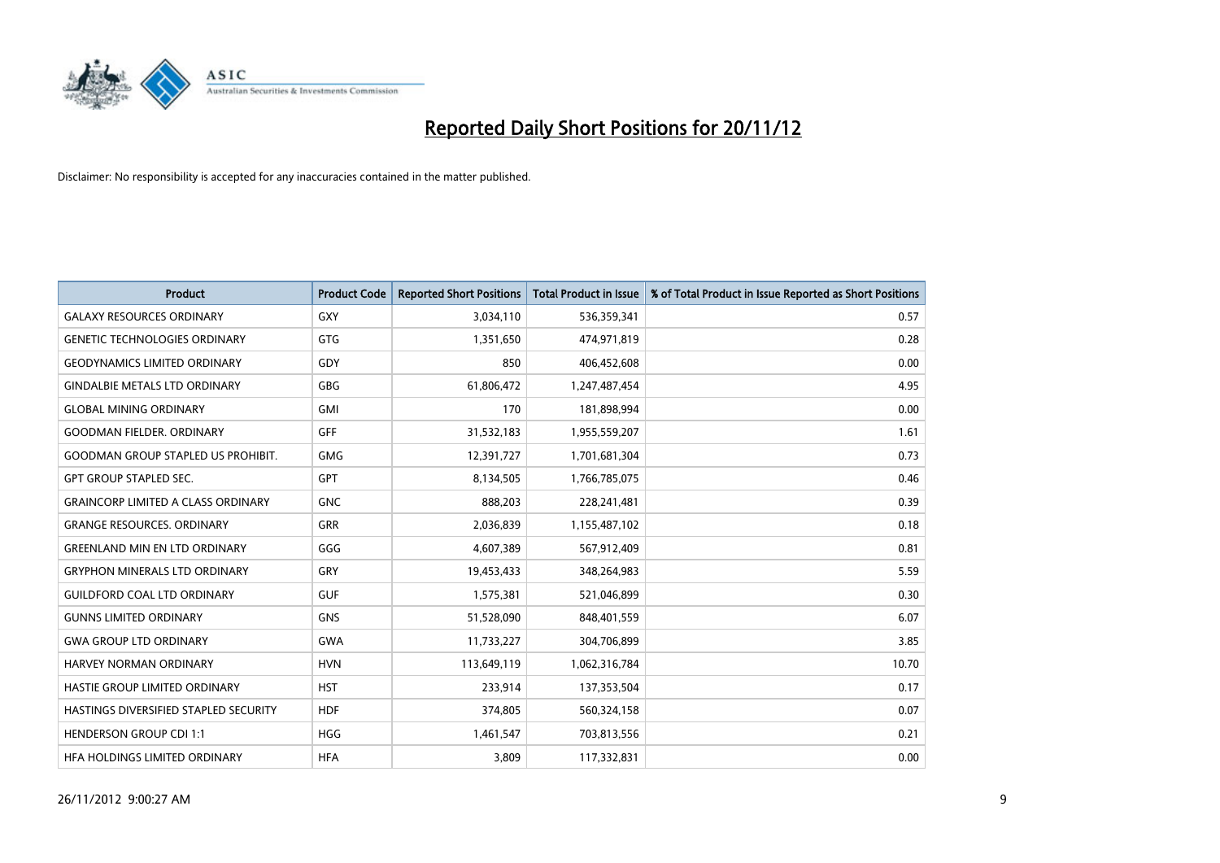# Reported Daily Short Positions for 20/11/12

Disclaimer: No responsibility is accepted for any inaccuracies contained in the matter published.

| Product | Product Code | Reported Short Positions | Total Product in Issue | % of Total Product in Issue Reported as Short Positions |
|---|---|---|---|---|
| GALAXY RESOURCES ORDINARY | GXY | 3,034,110 | 536,359,341 | 0.57 |
| GENETIC TECHNOLOGIES ORDINARY | GTG | 1,351,650 | 474,971,819 | 0.28 |
| GEODYNAMICS LIMITED ORDINARY | GDY | 850 | 406,452,608 | 0.00 |
| GINDALBIE METALS LTD ORDINARY | GBG | 61,806,472 | 1,247,487,454 | 4.95 |
| GLOBAL MINING ORDINARY | GMI | 170 | 181,898,994 | 0.00 |
| GOODMAN FIELDER. ORDINARY | GFF | 31,532,183 | 1,955,559,207 | 1.61 |
| GOODMAN GROUP STAPLED US PROHIBIT. | GMG | 12,391,727 | 1,701,681,304 | 0.73 |
| GPT GROUP STAPLED SEC. | GPT | 8,134,505 | 1,766,785,075 | 0.46 |
| GRAINCORP LIMITED A CLASS ORDINARY | GNC | 888,203 | 228,241,481 | 0.39 |
| GRANGE RESOURCES. ORDINARY | GRR | 2,036,839 | 1,155,487,102 | 0.18 |
| GREENLAND MIN EN LTD ORDINARY | GGG | 4,607,389 | 567,912,409 | 0.81 |
| GRYPHON MINERALS LTD ORDINARY | GRY | 19,453,433 | 348,264,983 | 5.59 |
| GUILDFORD COAL LTD ORDINARY | GUF | 1,575,381 | 521,046,899 | 0.30 |
| GUNNS LIMITED ORDINARY | GNS | 51,528,090 | 848,401,559 | 6.07 |
| GWA GROUP LTD ORDINARY | GWA | 11,733,227 | 304,706,899 | 3.85 |
| HARVEY NORMAN ORDINARY | HVN | 113,649,119 | 1,062,316,784 | 10.70 |
| HASTIE GROUP LIMITED ORDINARY | HST | 233,914 | 137,353,504 | 0.17 |
| HASTINGS DIVERSIFIED STAPLED SECURITY | HDF | 374,805 | 560,324,158 | 0.07 |
| HENDERSON GROUP CDI 1:1 | HGG | 1,461,547 | 703,813,556 | 0.21 |
| HFA HOLDINGS LIMITED ORDINARY | HFA | 3,809 | 117,332,831 | 0.00 |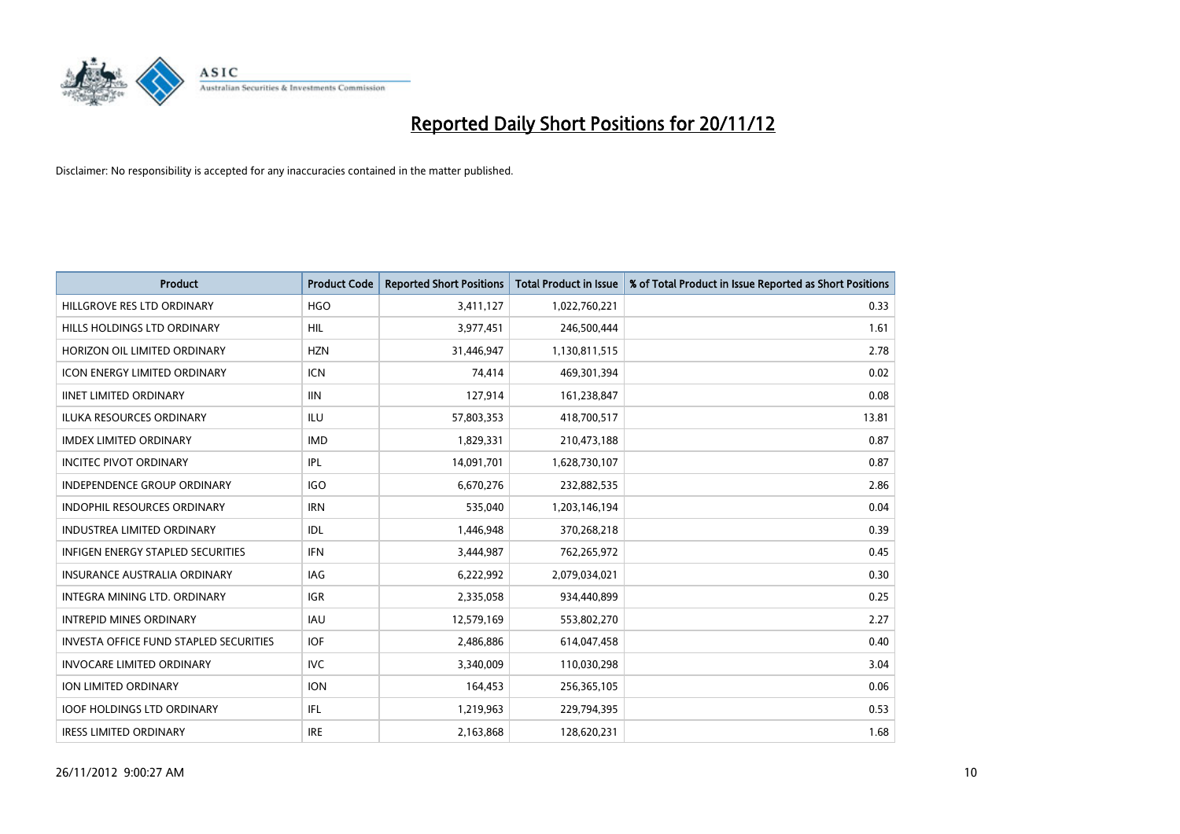# Reported Daily Short Positions for 20/11/12

Disclaimer: No responsibility is accepted for any inaccuracies contained in the matter published.

| Product | Product Code | Reported Short Positions | Total Product in Issue | % of Total Product in Issue Reported as Short Positions |
|---|---|---|---|---|
| HILLGROVE RES LTD ORDINARY | HGO | 3,411,127 | 1,022,760,221 | 0.33 |
| HILLS HOLDINGS LTD ORDINARY | HIL | 3,977,451 | 246,500,444 | 1.61 |
| HORIZON OIL LIMITED ORDINARY | HZN | 31,446,947 | 1,130,811,515 | 2.78 |
| ICON ENERGY LIMITED ORDINARY | ICN | 74,414 | 469,301,394 | 0.02 |
| IINET LIMITED ORDINARY | IIN | 127,914 | 161,238,847 | 0.08 |
| ILUKA RESOURCES ORDINARY | ILU | 57,803,353 | 418,700,517 | 13.81 |
| IMDEX LIMITED ORDINARY | IMD | 1,829,331 | 210,473,188 | 0.87 |
| INCITEC PIVOT ORDINARY | IPL | 14,091,701 | 1,628,730,107 | 0.87 |
| INDEPENDENCE GROUP ORDINARY | IGO | 6,670,276 | 232,882,535 | 2.86 |
| INDOPHIL RESOURCES ORDINARY | IRN | 535,040 | 1,203,146,194 | 0.04 |
| INDUSTREA LIMITED ORDINARY | IDL | 1,446,948 | 370,268,218 | 0.39 |
| INFIGEN ENERGY STAPLED SECURITIES | IFN | 3,444,987 | 762,265,972 | 0.45 |
| INSURANCE AUSTRALIA ORDINARY | IAG | 6,222,992 | 2,079,034,021 | 0.30 |
| INTEGRA MINING LTD. ORDINARY | IGR | 2,335,058 | 934,440,899 | 0.25 |
| INTREPID MINES ORDINARY | IAU | 12,579,169 | 553,802,270 | 2.27 |
| INVESTA OFFICE FUND STAPLED SECURITIES | IOF | 2,486,886 | 614,047,458 | 0.40 |
| INVOCARE LIMITED ORDINARY | IVC | 3,340,009 | 110,030,298 | 3.04 |
| ION LIMITED ORDINARY | ION | 164,453 | 256,365,105 | 0.06 |
| IOOF HOLDINGS LTD ORDINARY | IFL | 1,219,963 | 229,794,395 | 0.53 |
| IRESS LIMITED ORDINARY | IRE | 2,163,868 | 128,620,231 | 1.68 |

26/11/2012 9:00:27 AM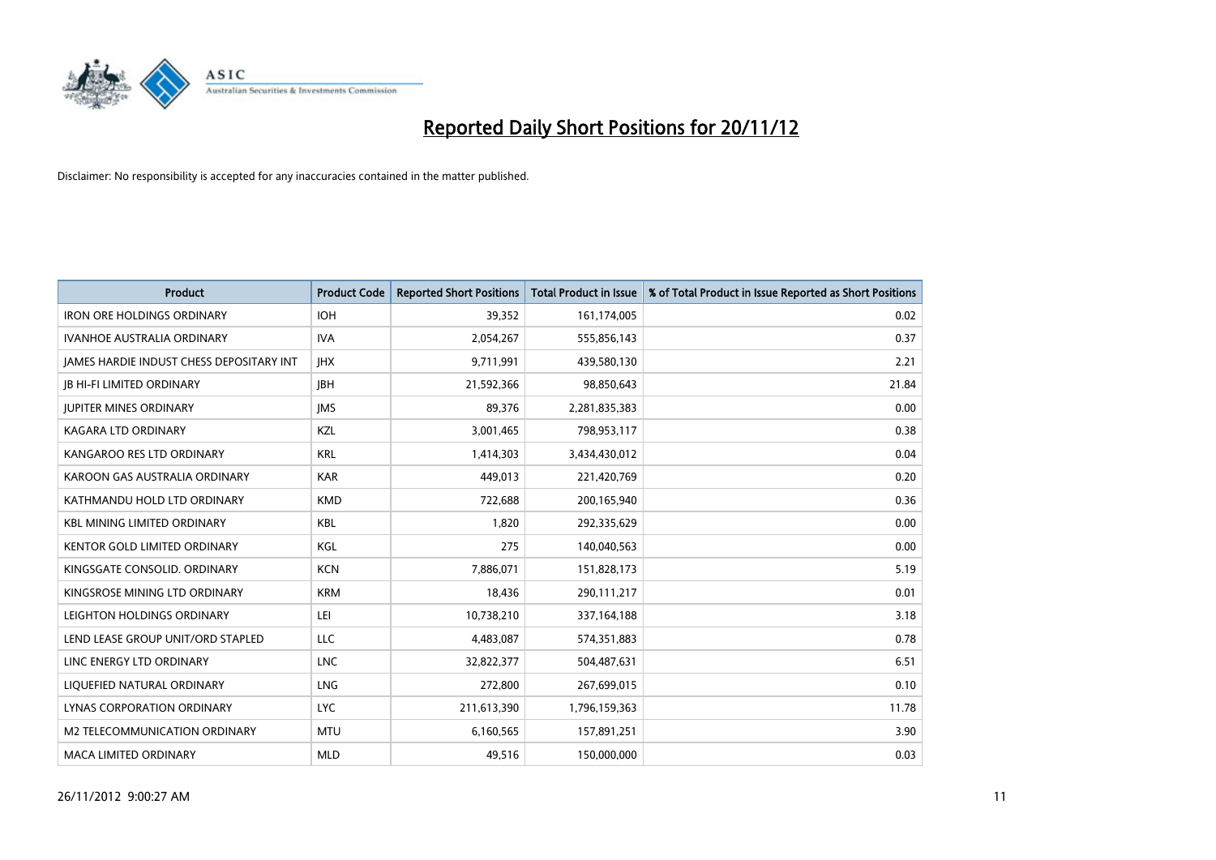# Reported Daily Short Positions for 20/11/12

Disclaimer: No responsibility is accepted for any inaccuracies contained in the matter published.

| Product | Product Code | Reported Short Positions | Total Product in Issue | % of Total Product in Issue Reported as Short Positions |
|---|---|---|---|---|
| IRON ORE HOLDINGS ORDINARY | IOH | 39,352 | 161,174,005 | 0.02 |
| IVANHOE AUSTRALIA ORDINARY | IVA | 2,054,267 | 555,856,143 | 0.37 |
| JAMES HARDIE INDUST CHESS DEPOSITARY INT | JHX | 9,711,991 | 439,580,130 | 2.21 |
| JB HI-FI LIMITED ORDINARY | JBH | 21,592,366 | 98,850,643 | 21.84 |
| JUPITER MINES ORDINARY | JMS | 89,376 | 2,281,835,383 | 0.00 |
| KAGARA LTD ORDINARY | KZL | 3,001,465 | 798,953,117 | 0.38 |
| KANGAROO RES LTD ORDINARY | KRL | 1,414,303 | 3,434,430,012 | 0.04 |
| KAROON GAS AUSTRALIA ORDINARY | KAR | 449,013 | 221,420,769 | 0.20 |
| KATHMANDU HOLD LTD ORDINARY | KMD | 722,688 | 200,165,940 | 0.36 |
| KBL MINING LIMITED ORDINARY | KBL | 1,820 | 292,335,629 | 0.00 |
| KENTOR GOLD LIMITED ORDINARY | KGL | 275 | 140,040,563 | 0.00 |
| KINGSGATE CONSOLID. ORDINARY | KCN | 7,886,071 | 151,828,173 | 5.19 |
| KINGSROSE MINING LTD ORDINARY | KRM | 18,436 | 290,111,217 | 0.01 |
| LEIGHTON HOLDINGS ORDINARY | LEI | 10,738,210 | 337,164,188 | 3.18 |
| LEND LEASE GROUP UNIT/ORD STAPLED | LLC | 4,483,087 | 574,351,883 | 0.78 |
| LINC ENERGY LTD ORDINARY | LNC | 32,822,377 | 504,487,631 | 6.51 |
| LIQUEFIED NATURAL ORDINARY | LNG | 272,800 | 267,699,015 | 0.10 |
| LYNAS CORPORATION ORDINARY | LYC | 211,613,390 | 1,796,159,363 | 11.78 |
| M2 TELECOMMUNICATION ORDINARY | MTU | 6,160,565 | 157,891,251 | 3.90 |
| MACA LIMITED ORDINARY | MLD | 49,516 | 150,000,000 | 0.03 |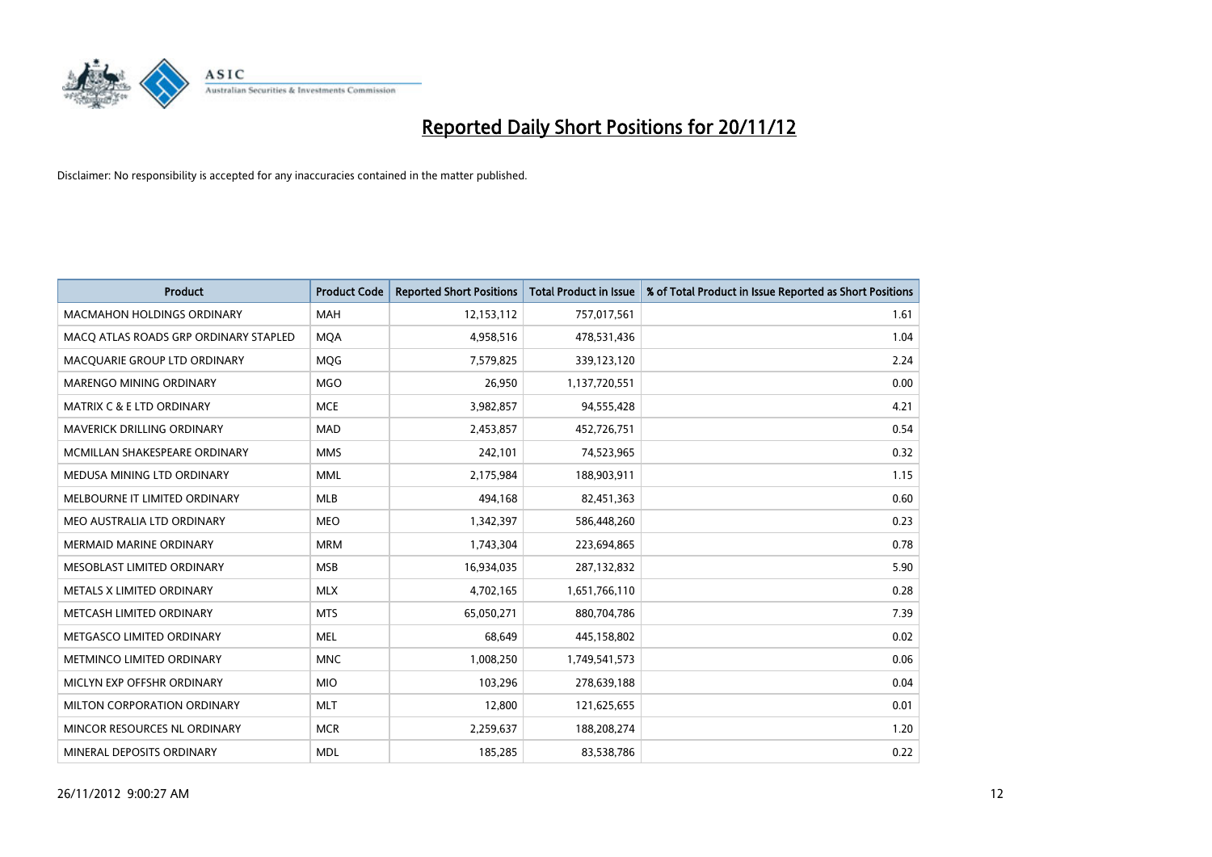# Reported Daily Short Positions for 20/11/12

Disclaimer: No responsibility is accepted for any inaccuracies contained in the matter published.

| Product | Product Code | Reported Short Positions | Total Product in Issue | % of Total Product in Issue Reported as Short Positions |
|---|---|---|---|---|
| MACMAHON HOLDINGS ORDINARY | MAH | 12,153,112 | 757,017,561 | 1.61 |
| MACQ ATLAS ROADS GRP ORDINARY STAPLED | MQA | 4,958,516 | 478,531,436 | 1.04 |
| MACQUARIE GROUP LTD ORDINARY | MQG | 7,579,825 | 339,123,120 | 2.24 |
| MARENGO MINING ORDINARY | MGO | 26,950 | 1,137,720,551 | 0.00 |
| MATRIX C & E LTD ORDINARY | MCE | 3,982,857 | 94,555,428 | 4.21 |
| MAVERICK DRILLING ORDINARY | MAD | 2,453,857 | 452,726,751 | 0.54 |
| MCMILLAN SHAKESPEARE ORDINARY | MMS | 242,101 | 74,523,965 | 0.32 |
| MEDUSA MINING LTD ORDINARY | MML | 2,175,984 | 188,903,911 | 1.15 |
| MELBOURNE IT LIMITED ORDINARY | MLB | 494,168 | 82,451,363 | 0.60 |
| MEO AUSTRALIA LTD ORDINARY | MEO | 1,342,397 | 586,448,260 | 0.23 |
| MERMAID MARINE ORDINARY | MRM | 1,743,304 | 223,694,865 | 0.78 |
| MESOBLAST LIMITED ORDINARY | MSB | 16,934,035 | 287,132,832 | 5.90 |
| METALS X LIMITED ORDINARY | MLX | 4,702,165 | 1,651,766,110 | 0.28 |
| METCASH LIMITED ORDINARY | MTS | 65,050,271 | 880,704,786 | 7.39 |
| METGASCO LIMITED ORDINARY | MEL | 68,649 | 445,158,802 | 0.02 |
| METMINCO LIMITED ORDINARY | MNC | 1,008,250 | 1,749,541,573 | 0.06 |
| MICLYN EXP OFFSHR ORDINARY | MIO | 103,296 | 278,639,188 | 0.04 |
| MILTON CORPORATION ORDINARY | MLT | 12,800 | 121,625,655 | 0.01 |
| MINCOR RESOURCES NL ORDINARY | MCR | 2,259,637 | 188,208,274 | 1.20 |
| MINERAL DEPOSITS ORDINARY | MDL | 185,285 | 83,538,786 | 0.22 |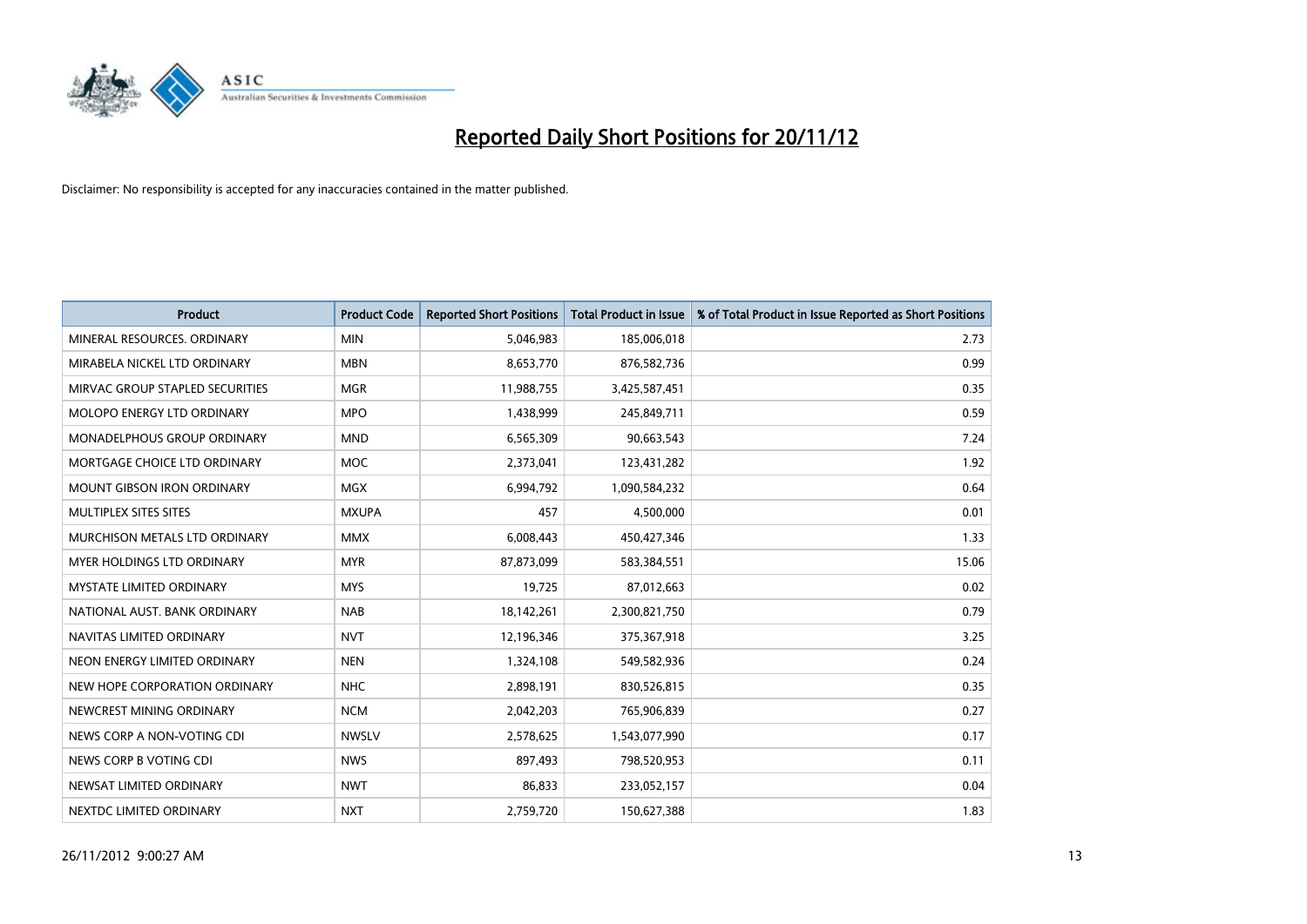# Reported Daily Short Positions for 20/11/12

Disclaimer: No responsibility is accepted for any inaccuracies contained in the matter published.

| Product | Product Code | Reported Short Positions | Total Product in Issue | % of Total Product in Issue Reported as Short Positions |
|---|---|---|---|---|
| MINERAL RESOURCES. ORDINARY | MIN | 5,046,983 | 185,006,018 | 2.73 |
| MIRABELA NICKEL LTD ORDINARY | MBN | 8,653,770 | 876,582,736 | 0.99 |
| MIRVAC GROUP STAPLED SECURITIES | MGR | 11,988,755 | 3,425,587,451 | 0.35 |
| MOLOPO ENERGY LTD ORDINARY | MPO | 1,438,999 | 245,849,711 | 0.59 |
| MONADELPHOUS GROUP ORDINARY | MND | 6,565,309 | 90,663,543 | 7.24 |
| MORTGAGE CHOICE LTD ORDINARY | MOC | 2,373,041 | 123,431,282 | 1.92 |
| MOUNT GIBSON IRON ORDINARY | MGX | 6,994,792 | 1,090,584,232 | 0.64 |
| MULTIPLEX SITES SITES | MXUPA | 457 | 4,500,000 | 0.01 |
| MURCHISON METALS LTD ORDINARY | MMX | 6,008,443 | 450,427,346 | 1.33 |
| MYER HOLDINGS LTD ORDINARY | MYR | 87,873,099 | 583,384,551 | 15.06 |
| MYSTATE LIMITED ORDINARY | MYS | 19,725 | 87,012,663 | 0.02 |
| NATIONAL AUST. BANK ORDINARY | NAB | 18,142,261 | 2,300,821,750 | 0.79 |
| NAVITAS LIMITED ORDINARY | NVT | 12,196,346 | 375,367,918 | 3.25 |
| NEON ENERGY LIMITED ORDINARY | NEN | 1,324,108 | 549,582,936 | 0.24 |
| NEW HOPE CORPORATION ORDINARY | NHC | 2,898,191 | 830,526,815 | 0.35 |
| NEWCREST MINING ORDINARY | NCM | 2,042,203 | 765,906,839 | 0.27 |
| NEWS CORP A NON-VOTING CDI | NWSLV | 2,578,625 | 1,543,077,990 | 0.17 |
| NEWS CORP B VOTING CDI | NWS | 897,493 | 798,520,953 | 0.11 |
| NEWSAT LIMITED ORDINARY | NWT | 86,833 | 233,052,157 | 0.04 |
| NEXTDC LIMITED ORDINARY | NXT | 2,759,720 | 150,627,388 | 1.83 |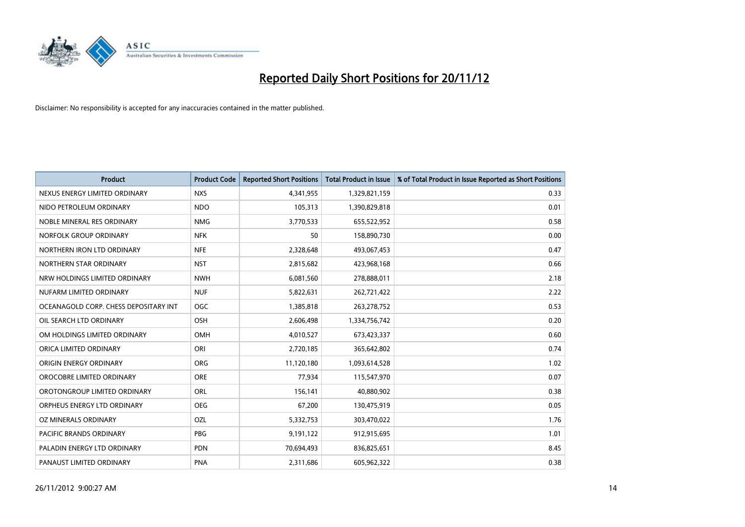# Reported Daily Short Positions for 20/11/12

Disclaimer: No responsibility is accepted for any inaccuracies contained in the matter published.

| Product | Product Code | Reported Short Positions | Total Product in Issue | % of Total Product in Issue Reported as Short Positions |
|---|---|---|---|---|
| NEXUS ENERGY LIMITED ORDINARY | NXS | 4,341,955 | 1,329,821,159 | 0.33 |
| NIDO PETROLEUM ORDINARY | NDO | 105,313 | 1,390,829,818 | 0.01 |
| NOBLE MINERAL RES ORDINARY | NMG | 3,770,533 | 655,522,952 | 0.58 |
| NORFOLK GROUP ORDINARY | NFK | 50 | 158,890,730 | 0.00 |
| NORTHERN IRON LTD ORDINARY | NFE | 2,328,648 | 493,067,453 | 0.47 |
| NORTHERN STAR ORDINARY | NST | 2,815,682 | 423,968,168 | 0.66 |
| NRW HOLDINGS LIMITED ORDINARY | NWH | 6,081,560 | 278,888,011 | 2.18 |
| NUFARM LIMITED ORDINARY | NUF | 5,822,631 | 262,721,422 | 2.22 |
| OCEANAGOLD CORP. CHESS DEPOSITARY INT | OGC | 1,385,818 | 263,278,752 | 0.53 |
| OIL SEARCH LTD ORDINARY | OSH | 2,606,498 | 1,334,756,742 | 0.20 |
| OM HOLDINGS LIMITED ORDINARY | OMH | 4,010,527 | 673,423,337 | 0.60 |
| ORICA LIMITED ORDINARY | ORI | 2,720,185 | 365,642,802 | 0.74 |
| ORIGIN ENERGY ORDINARY | ORG | 11,120,180 | 1,093,614,528 | 1.02 |
| OROCOBRE LIMITED ORDINARY | ORE | 77,934 | 115,547,970 | 0.07 |
| OROTONGROUP LIMITED ORDINARY | ORL | 156,141 | 40,880,902 | 0.38 |
| ORPHEUS ENERGY LTD ORDINARY | OEG | 67,200 | 130,475,919 | 0.05 |
| OZ MINERALS ORDINARY | OZL | 5,332,753 | 303,470,022 | 1.76 |
| PACIFIC BRANDS ORDINARY | PBG | 9,191,122 | 912,915,695 | 1.01 |
| PALADIN ENERGY LTD ORDINARY | PDN | 70,694,493 | 836,825,651 | 8.45 |
| PANAUST LIMITED ORDINARY | PNA | 2,311,686 | 605,962,322 | 0.38 |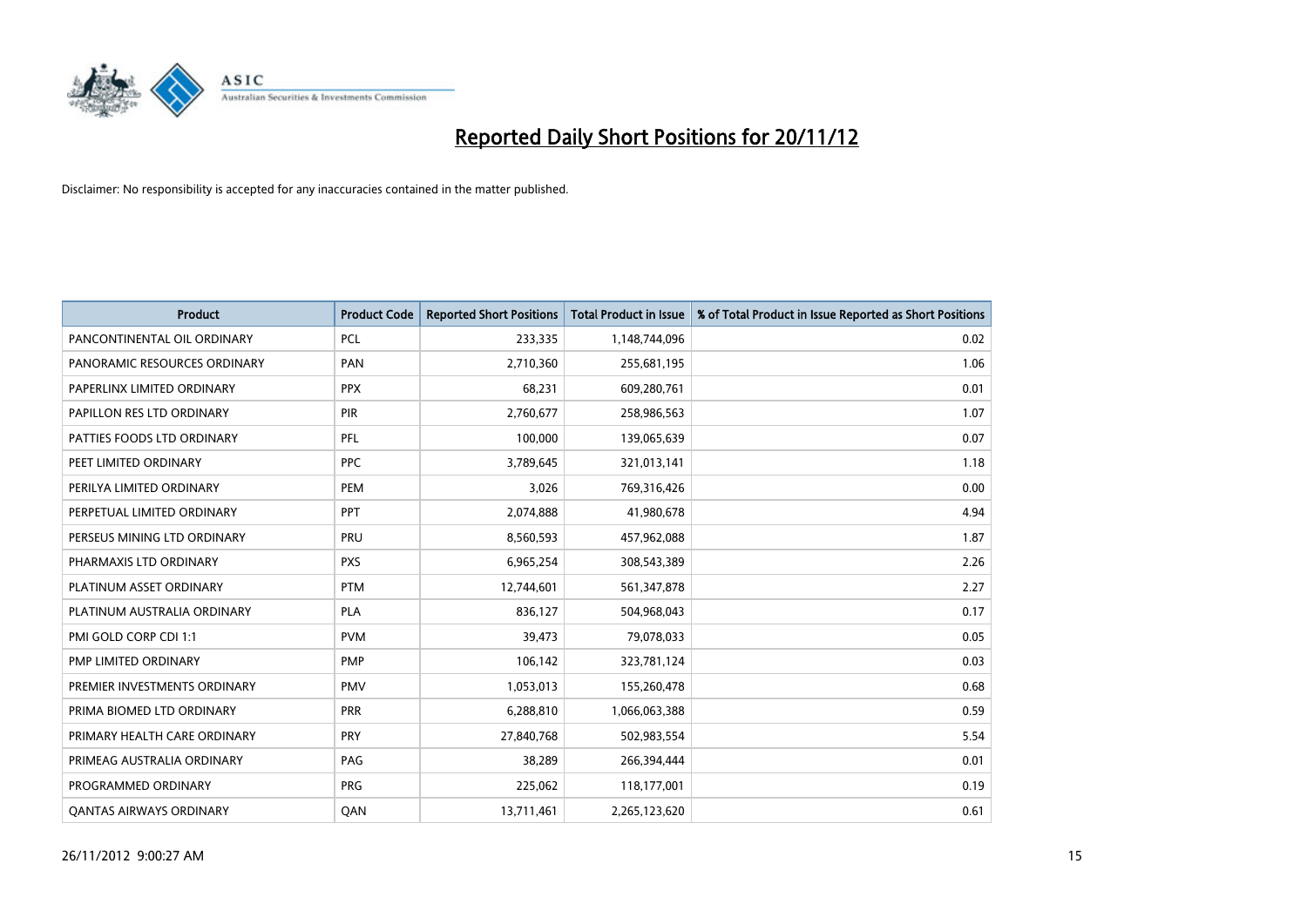# Reported Daily Short Positions for 20/11/12

Disclaimer: No responsibility is accepted for any inaccuracies contained in the matter published.

| Product | Product Code | Reported Short Positions | Total Product in Issue | % of Total Product in Issue Reported as Short Positions |
|---|---|---|---|---|
| PANCONTINENTAL OIL ORDINARY | PCL | 233,335 | 1,148,744,096 | 0.02 |
| PANORAMIC RESOURCES ORDINARY | PAN | 2,710,360 | 255,681,195 | 1.06 |
| PAPERLINX LIMITED ORDINARY | PPX | 68,231 | 609,280,761 | 0.01 |
| PAPILLON RES LTD ORDINARY | PIR | 2,760,677 | 258,986,563 | 1.07 |
| PATTIES FOODS LTD ORDINARY | PFL | 100,000 | 139,065,639 | 0.07 |
| PEET LIMITED ORDINARY | PPC | 3,789,645 | 321,013,141 | 1.18 |
| PERILYA LIMITED ORDINARY | PEM | 3,026 | 769,316,426 | 0.00 |
| PERPETUAL LIMITED ORDINARY | PPT | 2,074,888 | 41,980,678 | 4.94 |
| PERSEUS MINING LTD ORDINARY | PRU | 8,560,593 | 457,962,088 | 1.87 |
| PHARMAXIS LTD ORDINARY | PXS | 6,965,254 | 308,543,389 | 2.26 |
| PLATINUM ASSET ORDINARY | PTM | 12,744,601 | 561,347,878 | 2.27 |
| PLATINUM AUSTRALIA ORDINARY | PLA | 836,127 | 504,968,043 | 0.17 |
| PMI GOLD CORP CDI 1:1 | PVM | 39,473 | 79,078,033 | 0.05 |
| PMP LIMITED ORDINARY | PMP | 106,142 | 323,781,124 | 0.03 |
| PREMIER INVESTMENTS ORDINARY | PMV | 1,053,013 | 155,260,478 | 0.68 |
| PRIMA BIOMED LTD ORDINARY | PRR | 6,288,810 | 1,066,063,388 | 0.59 |
| PRIMARY HEALTH CARE ORDINARY | PRY | 27,840,768 | 502,983,554 | 5.54 |
| PRIMEAG AUSTRALIA ORDINARY | PAG | 38,289 | 266,394,444 | 0.01 |
| PROGRAMMED ORDINARY | PRG | 225,062 | 118,177,001 | 0.19 |
| QANTAS AIRWAYS ORDINARY | QAN | 13,711,461 | 2,265,123,620 | 0.61 |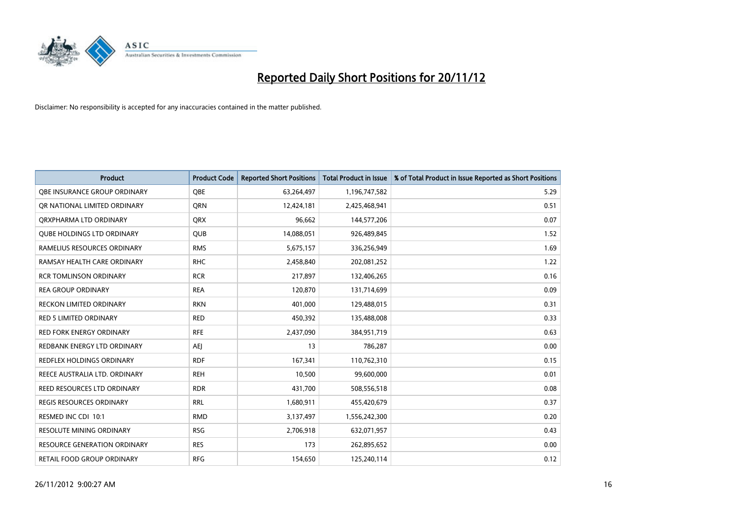# Reported Daily Short Positions for 20/11/12

Disclaimer: No responsibility is accepted for any inaccuracies contained in the matter published.

| Product | Product Code | Reported Short Positions | Total Product in Issue | % of Total Product in Issue Reported as Short Positions |
|---|---|---|---|---|
| QBE INSURANCE GROUP ORDINARY | QBE | 63,264,497 | 1,196,747,582 | 5.29 |
| QR NATIONAL LIMITED ORDINARY | QRN | 12,424,181 | 2,425,468,941 | 0.51 |
| QRXPHARMA LTD ORDINARY | QRX | 96,662 | 144,577,206 | 0.07 |
| QUBE HOLDINGS LTD ORDINARY | QUB | 14,088,051 | 926,489,845 | 1.52 |
| RAMELIUS RESOURCES ORDINARY | RMS | 5,675,157 | 336,256,949 | 1.69 |
| RAMSAY HEALTH CARE ORDINARY | RHC | 2,458,840 | 202,081,252 | 1.22 |
| RCR TOMLINSON ORDINARY | RCR | 217,897 | 132,406,265 | 0.16 |
| REA GROUP ORDINARY | REA | 120,870 | 131,714,699 | 0.09 |
| RECKON LIMITED ORDINARY | RKN | 401,000 | 129,488,015 | 0.31 |
| RED 5 LIMITED ORDINARY | RED | 450,392 | 135,488,008 | 0.33 |
| RED FORK ENERGY ORDINARY | RFE | 2,437,090 | 384,951,719 | 0.63 |
| REDBANK ENERGY LTD ORDINARY | AEJ | 13 | 786,287 | 0.00 |
| REDFLEX HOLDINGS ORDINARY | RDF | 167,341 | 110,762,310 | 0.15 |
| REECE AUSTRALIA LTD. ORDINARY | REH | 10,500 | 99,600,000 | 0.01 |
| REED RESOURCES LTD ORDINARY | RDR | 431,700 | 508,556,518 | 0.08 |
| REGIS RESOURCES ORDINARY | RRL | 1,680,911 | 455,420,679 | 0.37 |
| RESMED INC CDI 10:1 | RMD | 3,137,497 | 1,556,242,300 | 0.20 |
| RESOLUTE MINING ORDINARY | RSG | 2,706,918 | 632,071,957 | 0.43 |
| RESOURCE GENERATION ORDINARY | RES | 173 | 262,895,652 | 0.00 |
| RETAIL FOOD GROUP ORDINARY | RFG | 154,650 | 125,240,114 | 0.12 |

26/11/2012 9:00:27 AM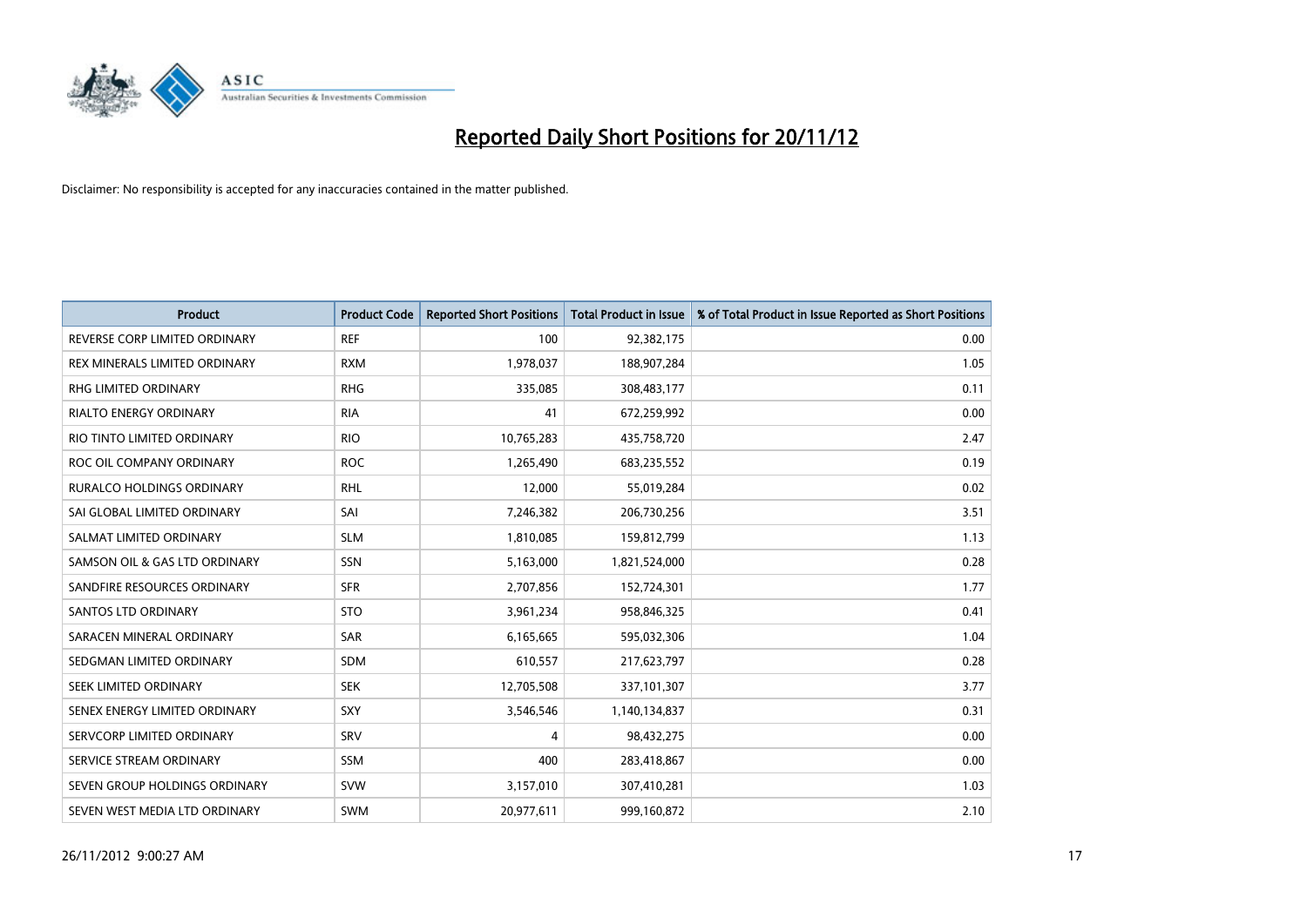# Reported Daily Short Positions for 20/11/12

Disclaimer: No responsibility is accepted for any inaccuracies contained in the matter published.

| Product | Product Code | Reported Short Positions | Total Product in Issue | % of Total Product in Issue Reported as Short Positions |
|---|---|---|---|---|
| REVERSE CORP LIMITED ORDINARY | REF | 100 | 92,382,175 | 0.00 |
| REX MINERALS LIMITED ORDINARY | RXM | 1,978,037 | 188,907,284 | 1.05 |
| RHG LIMITED ORDINARY | RHG | 335,085 | 308,483,177 | 0.11 |
| RIALTO ENERGY ORDINARY | RIA | 41 | 672,259,992 | 0.00 |
| RIO TINTO LIMITED ORDINARY | RIO | 10,765,283 | 435,758,720 | 2.47 |
| ROC OIL COMPANY ORDINARY | ROC | 1,265,490 | 683,235,552 | 0.19 |
| RURALCO HOLDINGS ORDINARY | RHL | 12,000 | 55,019,284 | 0.02 |
| SAI GLOBAL LIMITED ORDINARY | SAI | 7,246,382 | 206,730,256 | 3.51 |
| SALMAT LIMITED ORDINARY | SLM | 1,810,085 | 159,812,799 | 1.13 |
| SAMSON OIL & GAS LTD ORDINARY | SSN | 5,163,000 | 1,821,524,000 | 0.28 |
| SANDFIRE RESOURCES ORDINARY | SFR | 2,707,856 | 152,724,301 | 1.77 |
| SANTOS LTD ORDINARY | STO | 3,961,234 | 958,846,325 | 0.41 |
| SARACEN MINERAL ORDINARY | SAR | 6,165,665 | 595,032,306 | 1.04 |
| SEDGMAN LIMITED ORDINARY | SDM | 610,557 | 217,623,797 | 0.28 |
| SEEK LIMITED ORDINARY | SEK | 12,705,508 | 337,101,307 | 3.77 |
| SENEX ENERGY LIMITED ORDINARY | SXY | 3,546,546 | 1,140,134,837 | 0.31 |
| SERVCORP LIMITED ORDINARY | SRV | 4 | 98,432,275 | 0.00 |
| SERVICE STREAM ORDINARY | SSM | 400 | 283,418,867 | 0.00 |
| SEVEN GROUP HOLDINGS ORDINARY | SVW | 3,157,010 | 307,410,281 | 1.03 |
| SEVEN WEST MEDIA LTD ORDINARY | SWM | 20,977,611 | 999,160,872 | 2.10 |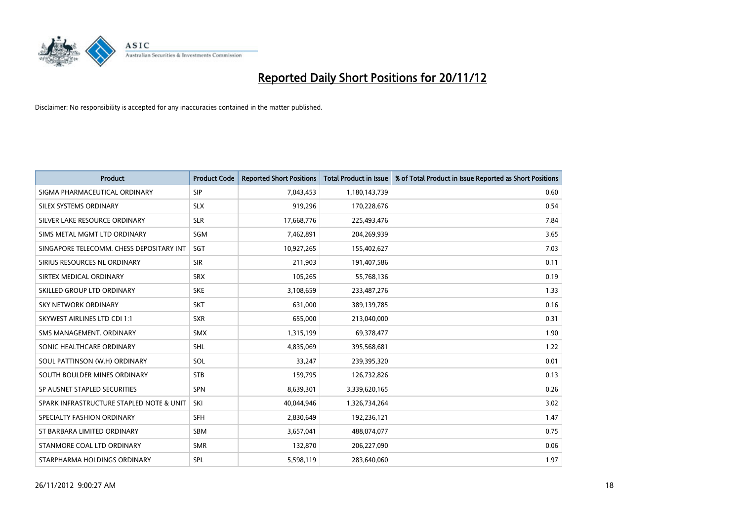# Reported Daily Short Positions for 20/11/12

Disclaimer: No responsibility is accepted for any inaccuracies contained in the matter published.

| Product | Product Code | Reported Short Positions | Total Product in Issue | % of Total Product in Issue Reported as Short Positions |
|---|---|---|---|---|
| SIGMA PHARMACEUTICAL ORDINARY | SIP | 7,043,453 | 1,180,143,739 | 0.60 |
| SILEX SYSTEMS ORDINARY | SLX | 919,296 | 170,228,676 | 0.54 |
| SILVER LAKE RESOURCE ORDINARY | SLR | 17,668,776 | 225,493,476 | 7.84 |
| SIMS METAL MGMT LTD ORDINARY | SGM | 7,462,891 | 204,269,939 | 3.65 |
| SINGAPORE TELECOMM. CHESS DEPOSITARY INT | SGT | 10,927,265 | 155,402,627 | 7.03 |
| SIRIUS RESOURCES NL ORDINARY | SIR | 211,903 | 191,407,586 | 0.11 |
| SIRTEX MEDICAL ORDINARY | SRX | 105,265 | 55,768,136 | 0.19 |
| SKILLED GROUP LTD ORDINARY | SKE | 3,108,659 | 233,487,276 | 1.33 |
| SKY NETWORK ORDINARY | SKT | 631,000 | 389,139,785 | 0.16 |
| SKYWEST AIRLINES LTD CDI 1:1 | SXR | 655,000 | 213,040,000 | 0.31 |
| SMS MANAGEMENT. ORDINARY | SMX | 1,315,199 | 69,378,477 | 1.90 |
| SONIC HEALTHCARE ORDINARY | SHL | 4,835,069 | 395,568,681 | 1.22 |
| SOUL PATTINSON (W.H) ORDINARY | SOL | 33,247 | 239,395,320 | 0.01 |
| SOUTH BOULDER MINES ORDINARY | STB | 159,795 | 126,732,826 | 0.13 |
| SP AUSNET STAPLED SECURITIES | SPN | 8,639,301 | 3,339,620,165 | 0.26 |
| SPARK INFRASTRUCTURE STAPLED NOTE & UNIT | SKI | 40,044,946 | 1,326,734,264 | 3.02 |
| SPECIALTY FASHION ORDINARY | SFH | 2,830,649 | 192,236,121 | 1.47 |
| ST BARBARA LIMITED ORDINARY | SBM | 3,657,041 | 488,074,077 | 0.75 |
| STANMORE COAL LTD ORDINARY | SMR | 132,870 | 206,227,090 | 0.06 |
| STARPHARMA HOLDINGS ORDINARY | SPL | 5,598,119 | 283,640,060 | 1.97 |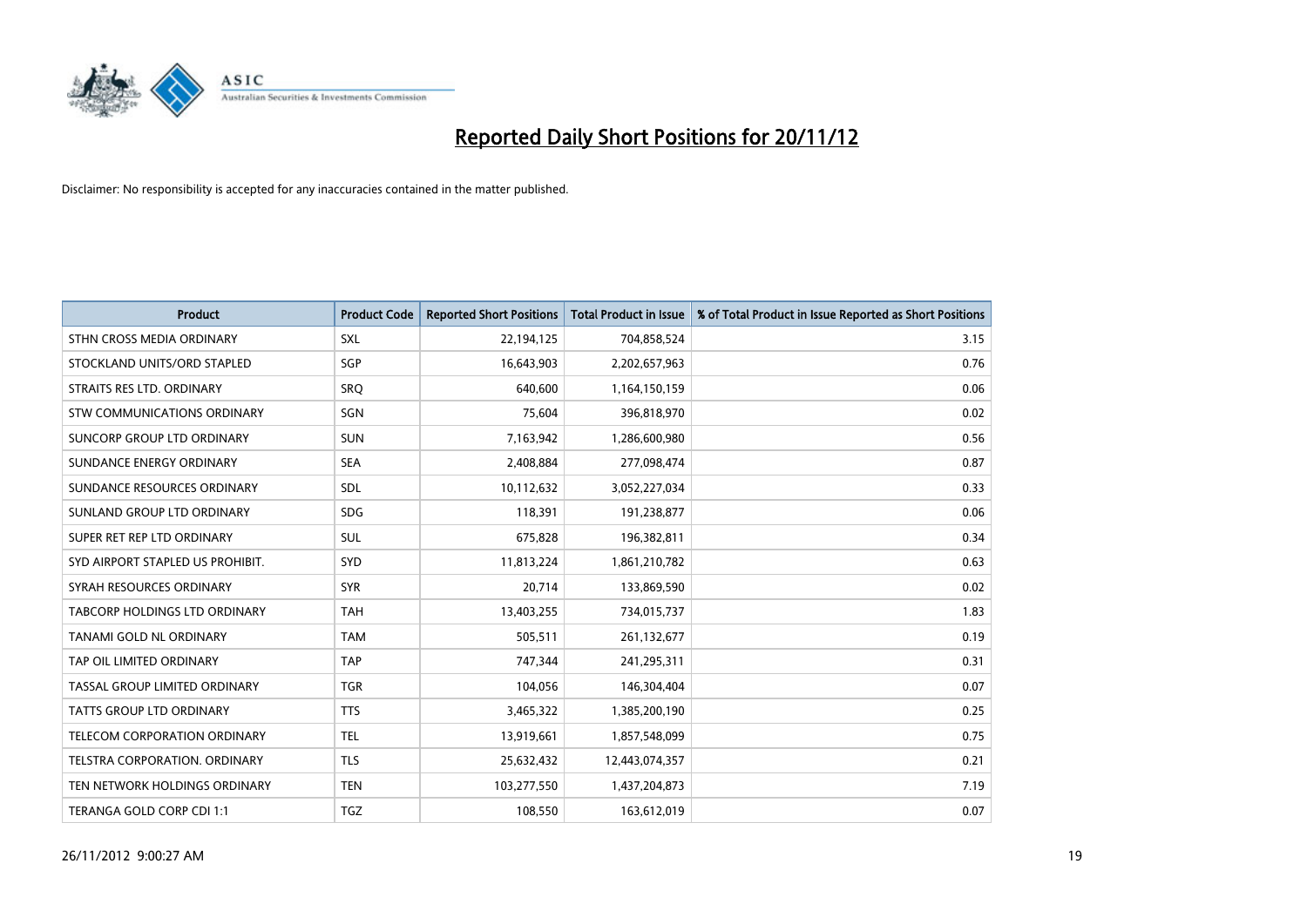# Reported Daily Short Positions for 20/11/12

Disclaimer: No responsibility is accepted for any inaccuracies contained in the matter published.

| Product | Product Code | Reported Short Positions | Total Product in Issue | % of Total Product in Issue Reported as Short Positions |
|---|---|---|---|---|
| STHN CROSS MEDIA ORDINARY | SXL | 22,194,125 | 704,858,524 | 3.15 |
| STOCKLAND UNITS/ORD STAPLED | SGP | 16,643,903 | 2,202,657,963 | 0.76 |
| STRAITS RES LTD. ORDINARY | SRQ | 640,600 | 1,164,150,159 | 0.06 |
| STW COMMUNICATIONS ORDINARY | SGN | 75,604 | 396,818,970 | 0.02 |
| SUNCORP GROUP LTD ORDINARY | SUN | 7,163,942 | 1,286,600,980 | 0.56 |
| SUNDANCE ENERGY ORDINARY | SEA | 2,408,884 | 277,098,474 | 0.87 |
| SUNDANCE RESOURCES ORDINARY | SDL | 10,112,632 | 3,052,227,034 | 0.33 |
| SUNLAND GROUP LTD ORDINARY | SDG | 118,391 | 191,238,877 | 0.06 |
| SUPER RET REP LTD ORDINARY | SUL | 675,828 | 196,382,811 | 0.34 |
| SYD AIRPORT STAPLED US PROHIBIT. | SYD | 11,813,224 | 1,861,210,782 | 0.63 |
| SYRAH RESOURCES ORDINARY | SYR | 20,714 | 133,869,590 | 0.02 |
| TABCORP HOLDINGS LTD ORDINARY | TAH | 13,403,255 | 734,015,737 | 1.83 |
| TANAMI GOLD NL ORDINARY | TAM | 505,511 | 261,132,677 | 0.19 |
| TAP OIL LIMITED ORDINARY | TAP | 747,344 | 241,295,311 | 0.31 |
| TASSAL GROUP LIMITED ORDINARY | TGR | 104,056 | 146,304,404 | 0.07 |
| TATTS GROUP LTD ORDINARY | TTS | 3,465,322 | 1,385,200,190 | 0.25 |
| TELECOM CORPORATION ORDINARY | TEL | 13,919,661 | 1,857,548,099 | 0.75 |
| TELSTRA CORPORATION. ORDINARY | TLS | 25,632,432 | 12,443,074,357 | 0.21 |
| TEN NETWORK HOLDINGS ORDINARY | TEN | 103,277,550 | 1,437,204,873 | 7.19 |
| TERANGA GOLD CORP CDI 1:1 | TGZ | 108,550 | 163,612,019 | 0.07 |

26/11/2012 9:00:27 AM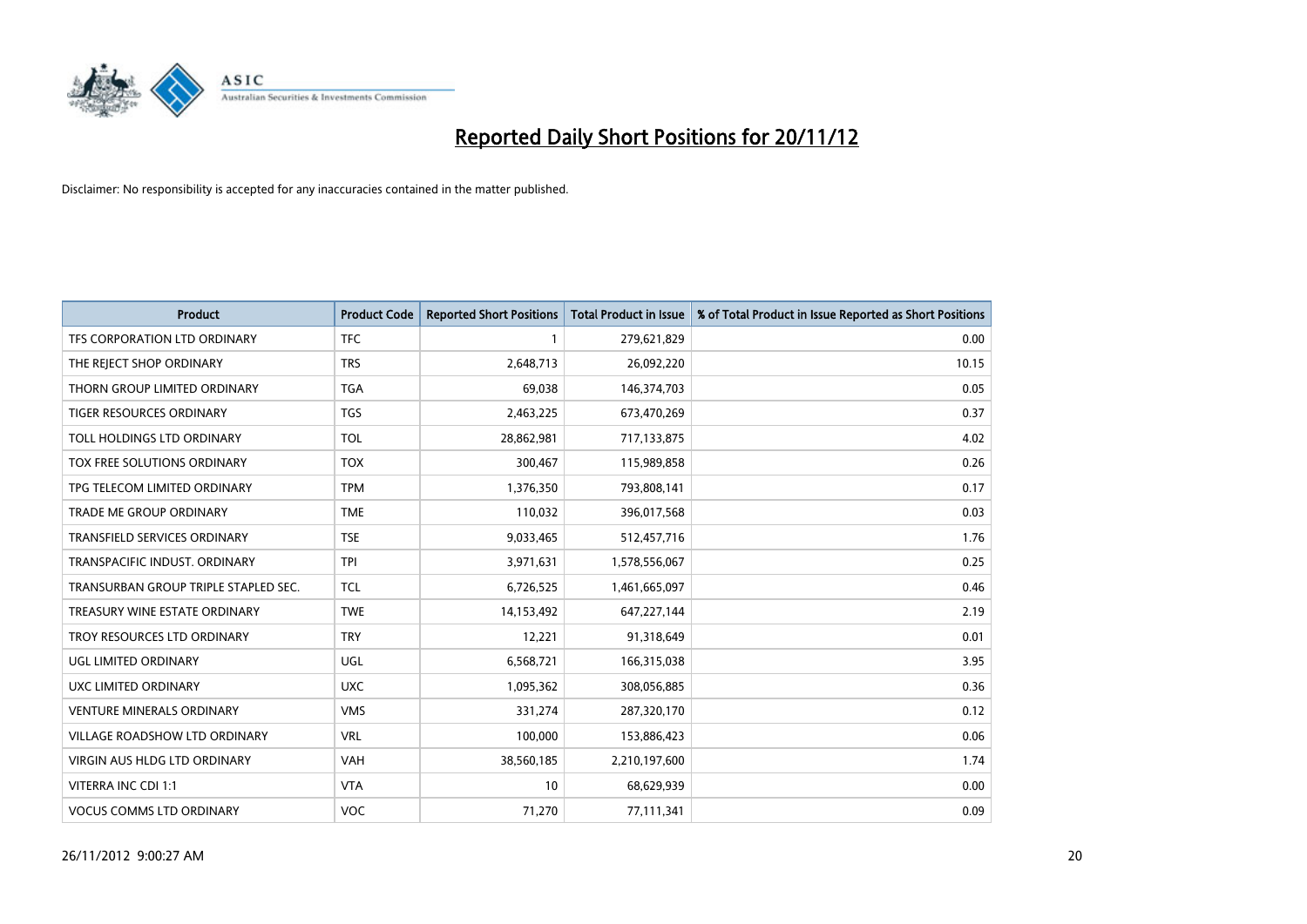# Reported Daily Short Positions for 20/11/12

Disclaimer: No responsibility is accepted for any inaccuracies contained in the matter published.

| Product | Product Code | Reported Short Positions | Total Product in Issue | % of Total Product in Issue Reported as Short Positions |
|---|---|---|---|---|
| TFS CORPORATION LTD ORDINARY | TFC | 1 | 279,621,829 | 0.00 |
| THE REJECT SHOP ORDINARY | TRS | 2,648,713 | 26,092,220 | 10.15 |
| THORN GROUP LIMITED ORDINARY | TGA | 69,038 | 146,374,703 | 0.05 |
| TIGER RESOURCES ORDINARY | TGS | 2,463,225 | 673,470,269 | 0.37 |
| TOLL HOLDINGS LTD ORDINARY | TOL | 28,862,981 | 717,133,875 | 4.02 |
| TOX FREE SOLUTIONS ORDINARY | TOX | 300,467 | 115,989,858 | 0.26 |
| TPG TELECOM LIMITED ORDINARY | TPM | 1,376,350 | 793,808,141 | 0.17 |
| TRADE ME GROUP ORDINARY | TME | 110,032 | 396,017,568 | 0.03 |
| TRANSFIELD SERVICES ORDINARY | TSE | 9,033,465 | 512,457,716 | 1.76 |
| TRANSPACIFIC INDUST. ORDINARY | TPI | 3,971,631 | 1,578,556,067 | 0.25 |
| TRANSURBAN GROUP TRIPLE STAPLED SEC. | TCL | 6,726,525 | 1,461,665,097 | 0.46 |
| TREASURY WINE ESTATE ORDINARY | TWE | 14,153,492 | 647,227,144 | 2.19 |
| TROY RESOURCES LTD ORDINARY | TRY | 12,221 | 91,318,649 | 0.01 |
| UGL LIMITED ORDINARY | UGL | 6,568,721 | 166,315,038 | 3.95 |
| UXC LIMITED ORDINARY | UXC | 1,095,362 | 308,056,885 | 0.36 |
| VENTURE MINERALS ORDINARY | VMS | 331,274 | 287,320,170 | 0.12 |
| VILLAGE ROADSHOW LTD ORDINARY | VRL | 100,000 | 153,886,423 | 0.06 |
| VIRGIN AUS HLDG LTD ORDINARY | VAH | 38,560,185 | 2,210,197,600 | 1.74 |
| VITERRA INC CDI 1:1 | VTA | 10 | 68,629,939 | 0.00 |
| VOCUS COMMS LTD ORDINARY | VOC | 71,270 | 77,111,341 | 0.09 |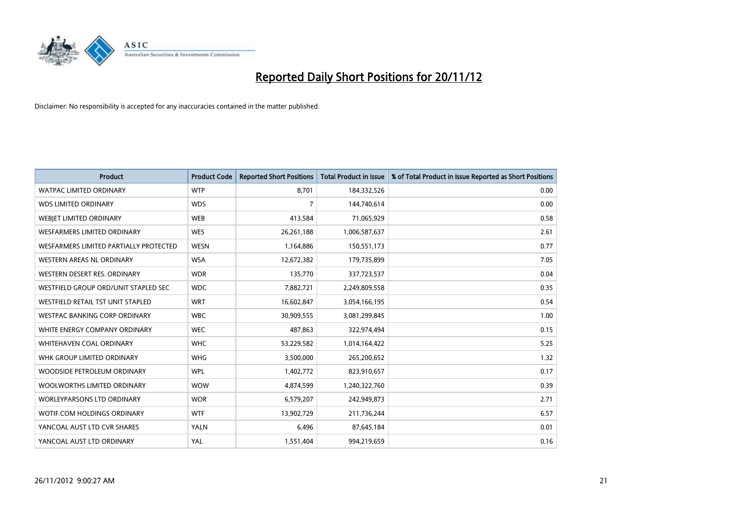# Reported Daily Short Positions for 20/11/12

Disclaimer: No responsibility is accepted for any inaccuracies contained in the matter published.

| Product | Product Code | Reported Short Positions | Total Product in Issue | % of Total Product in Issue Reported as Short Positions |
|---|---|---|---|---|
| WATPAC LIMITED ORDINARY | WTP | 8,701 | 184,332,526 | 0.00 |
| WDS LIMITED ORDINARY | WDS | 7 | 144,740,614 | 0.00 |
| WEBJET LIMITED ORDINARY | WEB | 413,584 | 71,065,929 | 0.58 |
| WESFARMERS LIMITED ORDINARY | WES | 26,261,188 | 1,006,587,637 | 2.61 |
| WESFARMERS LIMITED PARTIALLY PROTECTED | WESN | 1,164,886 | 150,551,173 | 0.77 |
| WESTERN AREAS NL ORDINARY | WSA | 12,672,382 | 179,735,899 | 7.05 |
| WESTERN DESERT RES. ORDINARY | WDR | 135,770 | 337,723,537 | 0.04 |
| WESTFIELD GROUP ORD/UNIT STAPLED SEC | WDC | 7,882,721 | 2,249,809,558 | 0.35 |
| WESTFIELD RETAIL TST UNIT STAPLED | WRT | 16,602,847 | 3,054,166,195 | 0.54 |
| WESTPAC BANKING CORP ORDINARY | WBC | 30,909,555 | 3,081,299,845 | 1.00 |
| WHITE ENERGY COMPANY ORDINARY | WEC | 487,863 | 322,974,494 | 0.15 |
| WHITEHAVEN COAL ORDINARY | WHC | 53,229,582 | 1,014,164,422 | 5.25 |
| WHK GROUP LIMITED ORDINARY | WHG | 3,500,000 | 265,200,652 | 1.32 |
| WOODSIDE PETROLEUM ORDINARY | WPL | 1,402,772 | 823,910,657 | 0.17 |
| WOOLWORTHS LIMITED ORDINARY | WOW | 4,874,599 | 1,240,322,760 | 0.39 |
| WORLEYPARSONS LTD ORDINARY | WOR | 6,579,207 | 242,949,873 | 2.71 |
| WOTIF.COM HOLDINGS ORDINARY | WTF | 13,902,729 | 211,736,244 | 6.57 |
| YANCOAL AUST LTD CVR SHARES | YALN | 6,496 | 87,645,184 | 0.01 |
| YANCOAL AUST LTD ORDINARY | YAL | 1,551,404 | 994,219,659 | 0.16 |